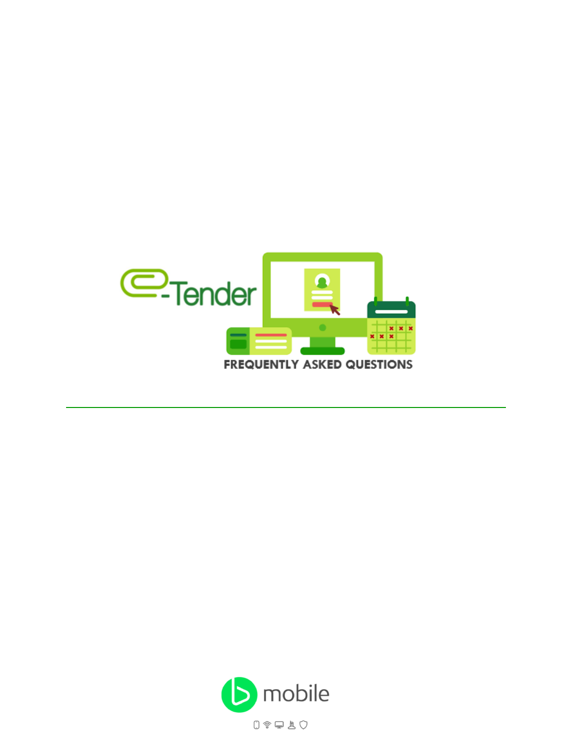# e-Tender

## FREQUENTLY ASKED QUESTIONS

---

bmobile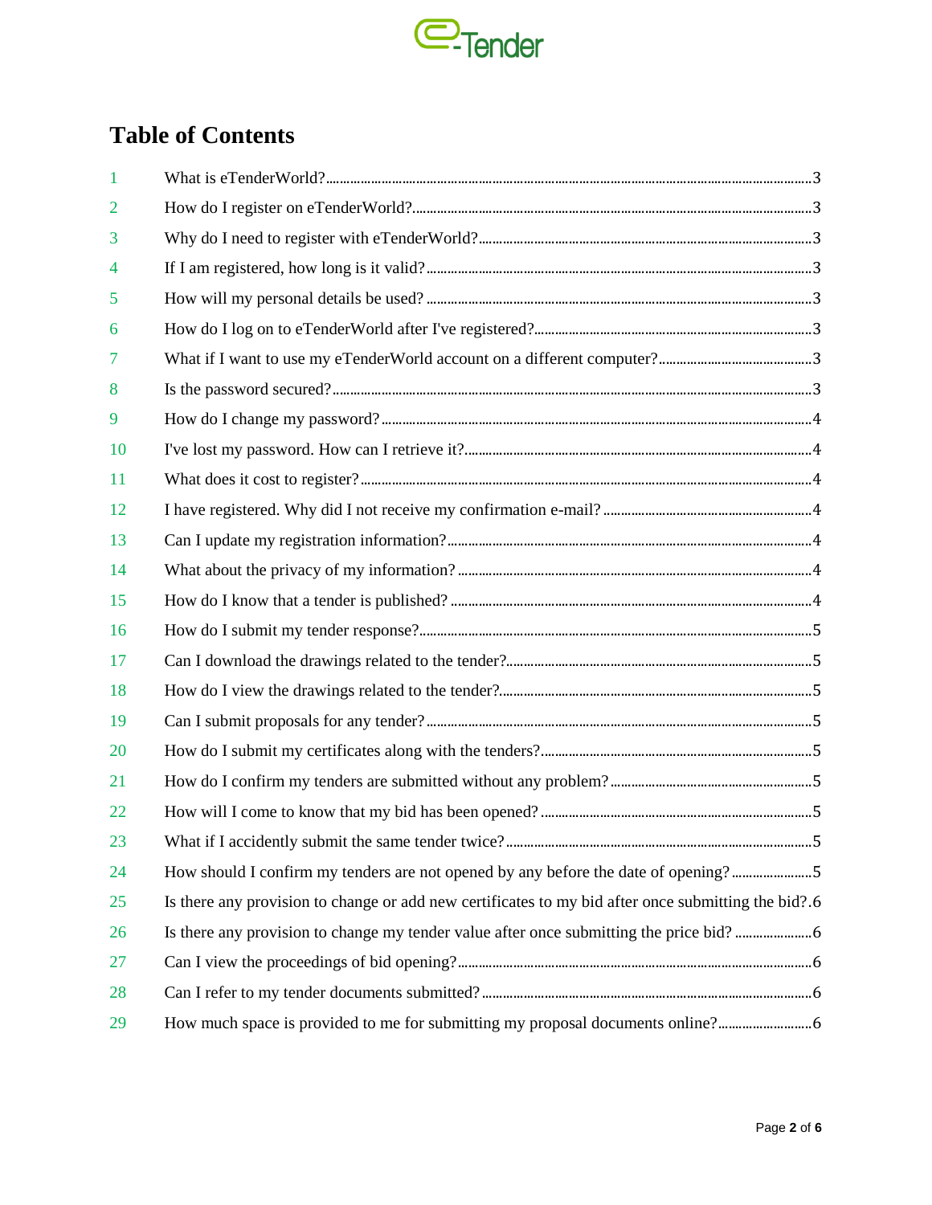# Table of Contents

1 What is eTenderWorld? ... 3
2 How do I register on eTenderWorld? ... 3
3 Why do I need to register with eTenderWorld? ... 3
4 If I am registered, how long is it valid? ... 3
5 How will my personal details be used? ... 3
6 How do I log on to eTenderWorld after I've registered? ... 3
7 What if I want to use my eTenderWorld account on a different computer? ... 3
8 Is the password secured? ... 3
9 How do I change my password? ... 4
10 I've lost my password. How can I retrieve it? ... 4
11 What does it cost to register? ... 4
12 I have registered. Why did I not receive my confirmation e-mail? ... 4
13 Can I update my registration information? ... 4
14 What about the privacy of my information? ... 4
15 How do I know that a tender is published? ... 4
16 How do I submit my tender response? ... 5
17 Can I download the drawings related to the tender? ... 5
18 How do I view the drawings related to the tender? ... 5
19 Can I submit proposals for any tender? ... 5
20 How do I submit my certificates along with the tenders? ... 5
21 How do I confirm my tenders are submitted without any problem? ... 5
22 How will I come to know that my bid has been opened? ... 5
23 What if I accidently submit the same tender twice? ... 5
24 How should I confirm my tenders are not opened by any before the date of opening? ... 5
25 Is there any provision to change or add new certificates to my bid after once submitting the bid? ... 6
26 Is there any provision to change my tender value after once submitting the price bid? ... 6
27 Can I view the proceedings of bid opening? ... 6
28 Can I refer to my tender documents submitted? ... 6
29 How much space is provided to me for submitting my proposal documents online? ... 6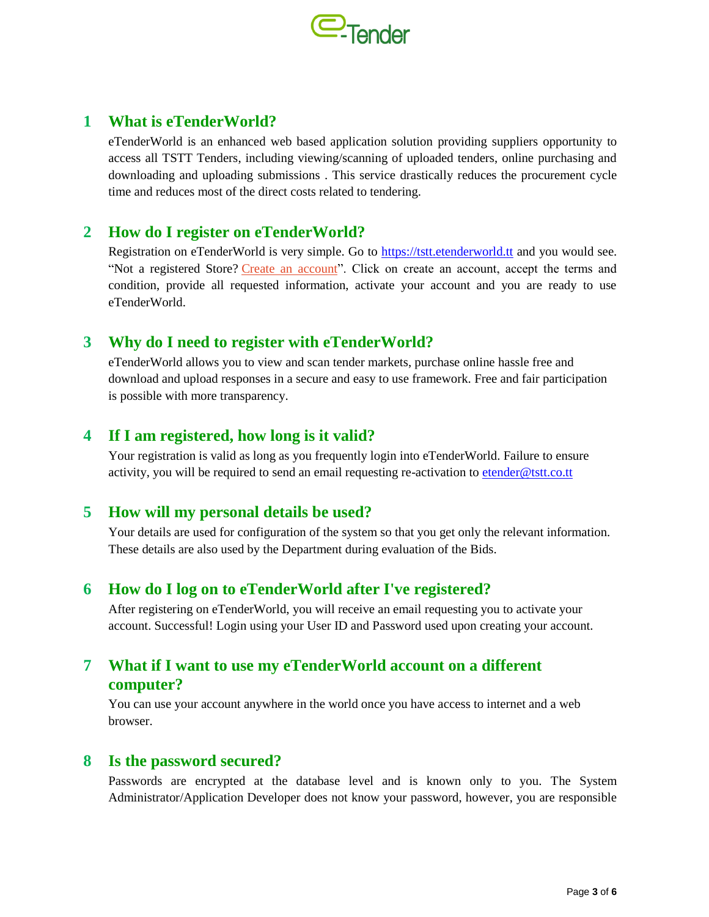## 1 What is eTenderWorld?

eTenderWorld is an enhanced web based application solution providing suppliers opportunity to access all TSTT Tenders, including viewing/scanning of uploaded tenders, online purchasing and downloading and uploading submissions . This service drastically reduces the procurement cycle time and reduces most of the direct costs related to tendering.

## 2 How do I register on eTenderWorld?

Registration on eTenderWorld is very simple. Go to https://tstt.etenderworld.tt and you would see. "Not a registered Store? Create an account". Click on create an account, accept the terms and condition, provide all requested information, activate your account and you are ready to use eTenderWorld.

## 3 Why do I need to register with eTenderWorld?

eTenderWorld allows you to view and scan tender markets, purchase online hassle free and download and upload responses in a secure and easy to use framework. Free and fair participation is possible with more transparency.

## 4 If I am registered, how long is it valid?

Your registration is valid as long as you frequently login into eTenderWorld. Failure to ensure activity, you will be required to send an email requesting re-activation to etender@tstt.co.tt

## 5 How will my personal details be used?

Your details are used for configuration of the system so that you get only the relevant information. These details are also used by the Department during evaluation of the Bids.

## 6 How do I log on to eTenderWorld after I've registered?

After registering on eTenderWorld, you will receive an email requesting you to activate your account. Successful! Login using your User ID and Password used upon creating your account.

## 7 What if I want to use my eTenderWorld account on a different computer?

You can use your account anywhere in the world once you have access to internet and a web browser.

## 8 Is the password secured?

Passwords are encrypted at the database level and is known only to you. The System Administrator/Application Developer does not know your password, however, you are responsible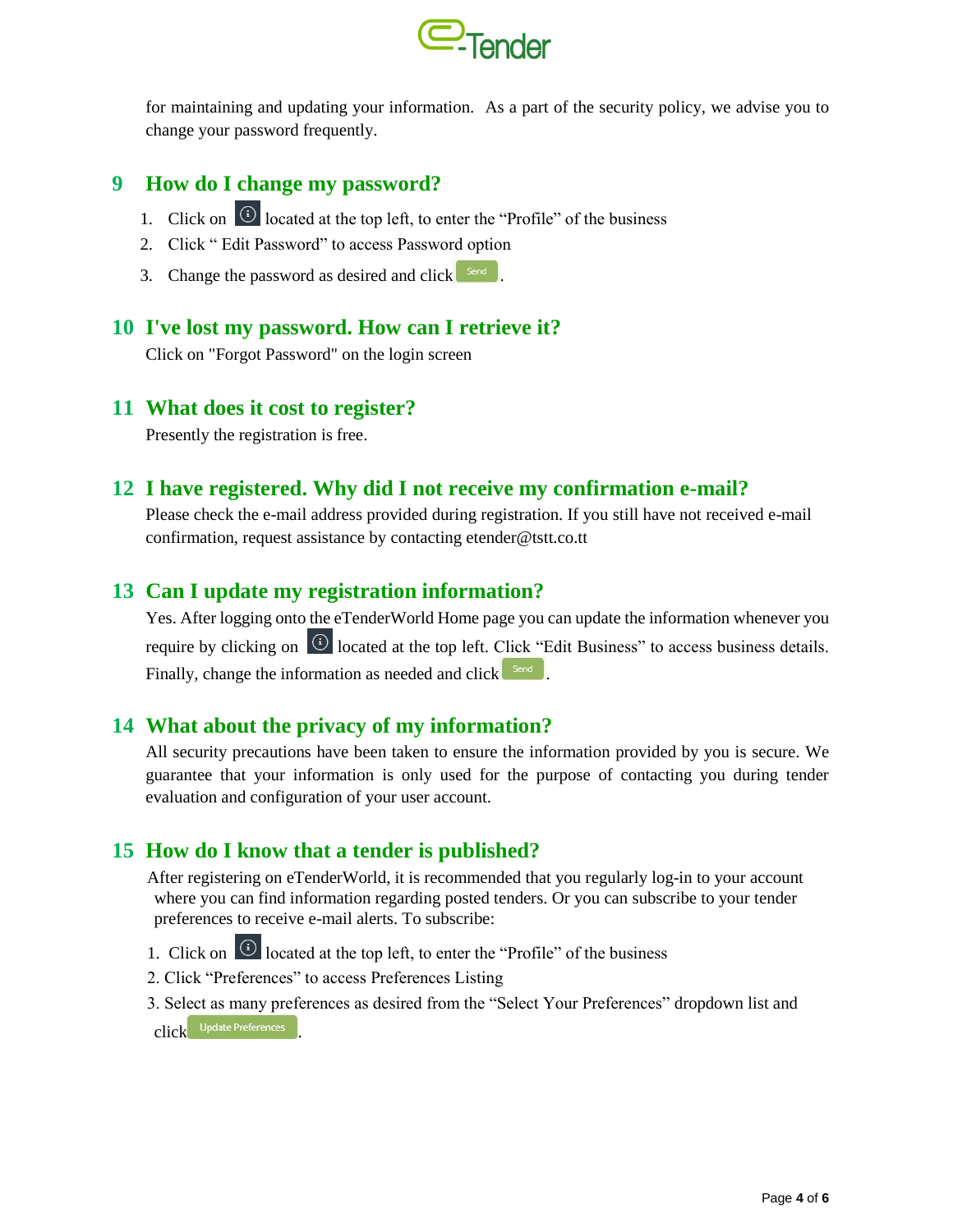for maintaining and updating your information. As a part of the security policy, we advise you to change your password frequently.

## 9 How do I change my password?

1. Click on (i) located at the top left, to enter the "Profile" of the business
2. Click " Edit Password" to access Password option
3. Change the password as desired and click Send.

## 10 I've lost my password. How can I retrieve it?

Click on "Forgot Password" on the login screen

## 11 What does it cost to register?

Presently the registration is free.

## 12 I have registered. Why did I not receive my confirmation e-mail?

Please check the e-mail address provided during registration. If you still have not received e-mail confirmation, request assistance by contacting etender@tstt.co.tt

## 13 Can I update my registration information?

Yes. After logging onto the eTenderWorld Home page you can update the information whenever you require by clicking on (i) located at the top left. Click "Edit Business" to access business details. Finally, change the information as needed and click Send.

## 14 What about the privacy of my information?

All security precautions have been taken to ensure the information provided by you is secure. We guarantee that your information is only used for the purpose of contacting you during tender evaluation and configuration of your user account.

## 15 How do I know that a tender is published?

After registering on eTenderWorld, it is recommended that you regularly log-in to your account where you can find information regarding posted tenders. Or you can subscribe to your tender preferences to receive e-mail alerts. To subscribe:

1. Click on (i) located at the top left, to enter the "Profile" of the business
2. Click "Preferences" to access Preferences Listing
3. Select as many preferences as desired from the "Select Your Preferences" dropdown list and click Update Preferences.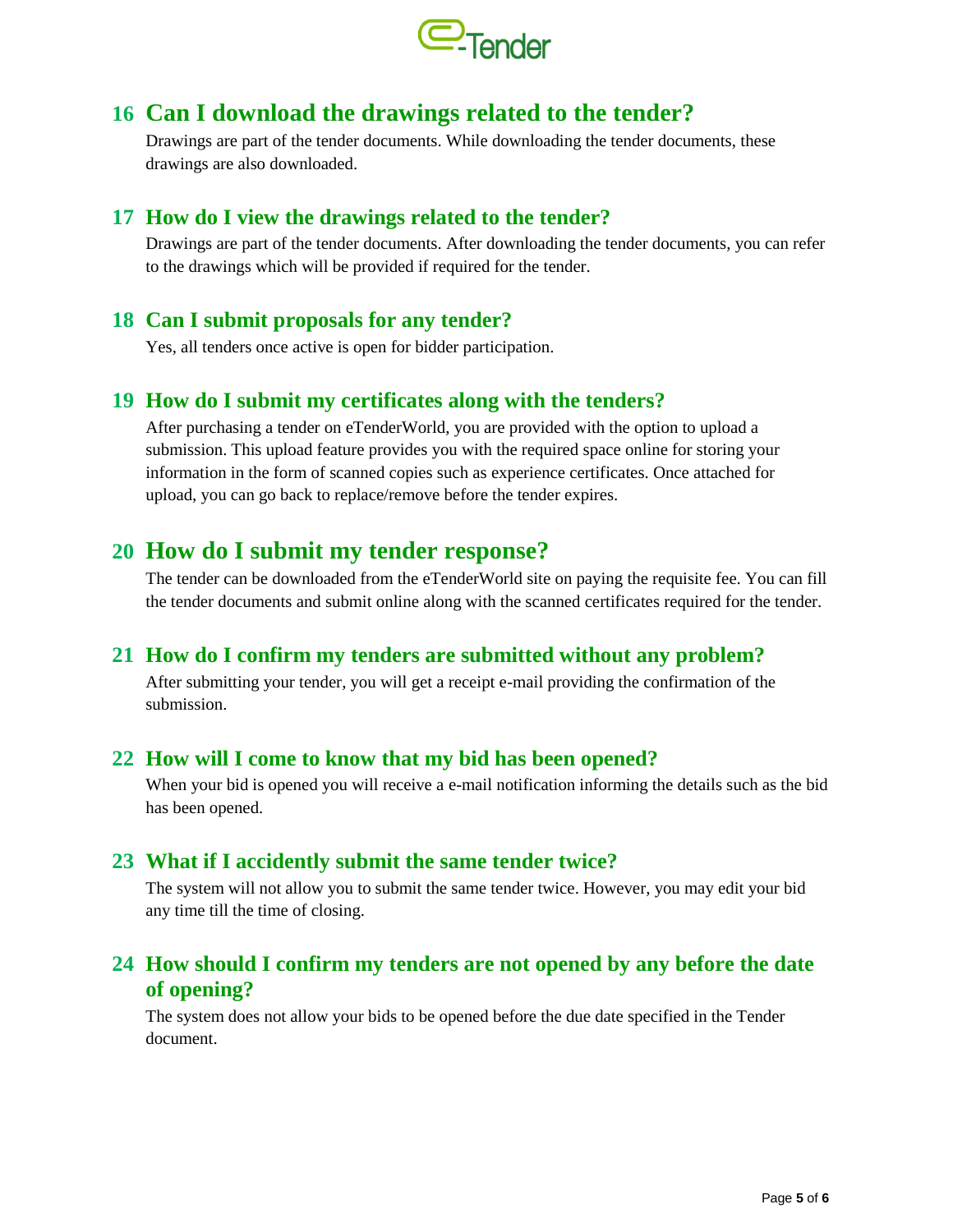## 16 Can I download the drawings related to the tender?

Drawings are part of the tender documents. While downloading the tender documents, these drawings are also downloaded.

## 17 How do I view the drawings related to the tender?

Drawings are part of the tender documents. After downloading the tender documents, you can refer to the drawings which will be provided if required for the tender.

## 18 Can I submit proposals for any tender?

Yes, all tenders once active is open for bidder participation.

## 19 How do I submit my certificates along with the tenders?

After purchasing a tender on eTenderWorld, you are provided with the option to upload a submission. This upload feature provides you with the required space online for storing your information in the form of scanned copies such as experience certificates. Once attached for upload, you can go back to replace/remove before the tender expires.

## 20 How do I submit my tender response?

The tender can be downloaded from the eTenderWorld site on paying the requisite fee. You can fill the tender documents and submit online along with the scanned certificates required for the tender.

## 21 How do I confirm my tenders are submitted without any problem?

After submitting your tender, you will get a receipt e-mail providing the confirmation of the submission.

## 22 How will I come to know that my bid has been opened?

When your bid is opened you will receive a e-mail notification informing the details such as the bid has been opened.

## 23 What if I accidently submit the same tender twice?

The system will not allow you to submit the same tender twice. However, you may edit your bid any time till the time of closing.

## 24 How should I confirm my tenders are not opened by any before the date of opening?

The system does not allow your bids to be opened before the due date specified in the Tender document.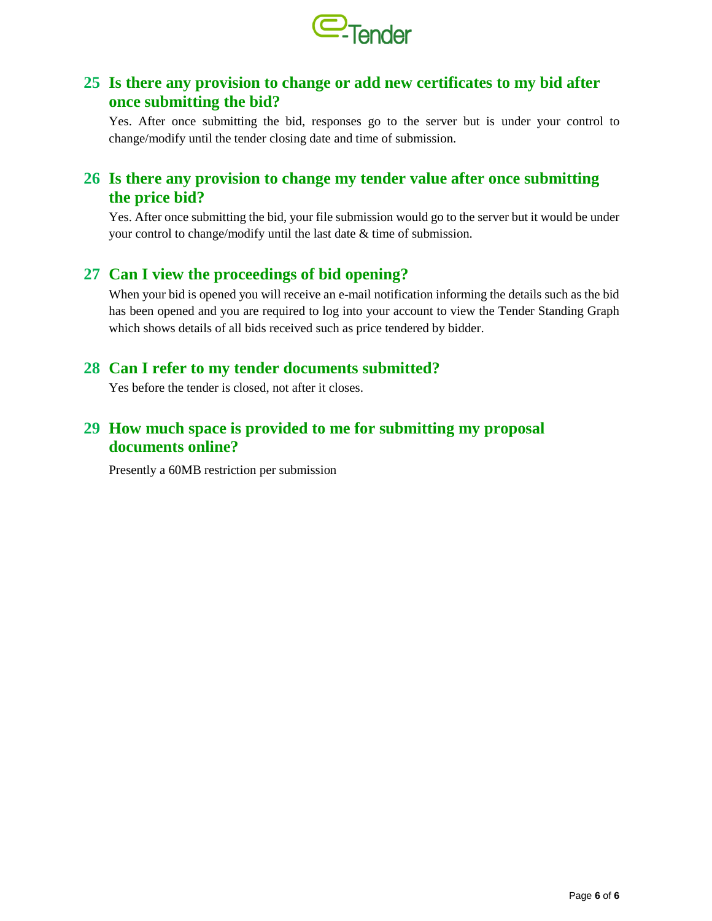## 25 Is there any provision to change or add new certificates to my bid after once submitting the bid?

Yes. After once submitting the bid, responses go to the server but is under your control to change/modify until the tender closing date and time of submission.

## 26 Is there any provision to change my tender value after once submitting the price bid?

Yes. After once submitting the bid, your file submission would go to the server but it would be under your control to change/modify until the last date & time of submission.

## 27 Can I view the proceedings of bid opening?

When your bid is opened you will receive an e-mail notification informing the details such as the bid has been opened and you are required to log into your account to view the Tender Standing Graph which shows details of all bids received such as price tendered by bidder.

## 28 Can I refer to my tender documents submitted?

Yes before the tender is closed, not after it closes.

## 29 How much space is provided to me for submitting my proposal documents online?

Presently a 60MB restriction per submission